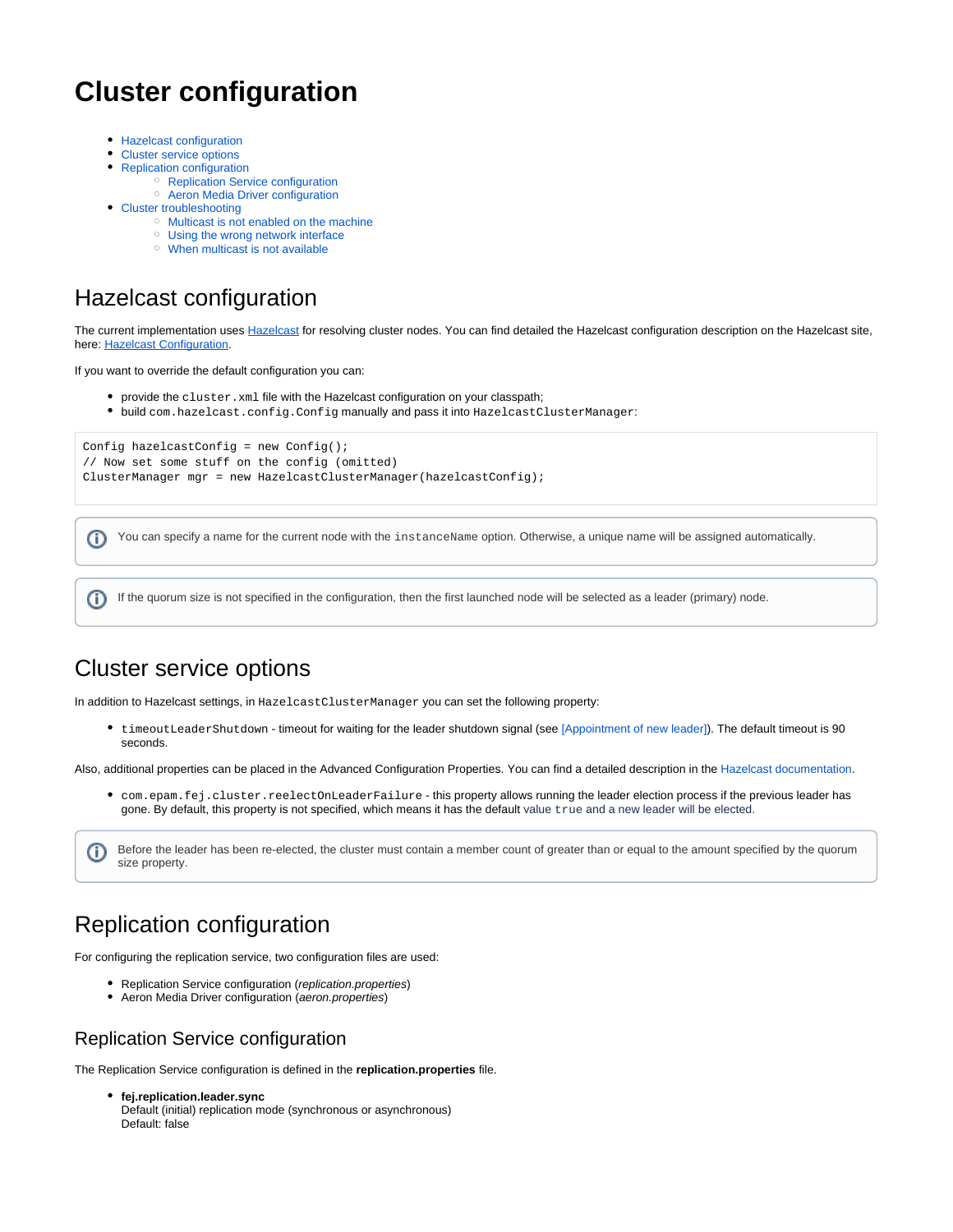# Cluster configuration

- Hazelcast configuration
- Cluster service options
- Replication configuration
  - Replication Service configuration
  - Aeron Media Driver configuration
- Cluster troubleshooting
  - Multicast is not enabled on the machine
  - Using the wrong network interface
  - When multicast is not available

## Hazelcast configuration

The current implementation uses Hazelcast for resolving cluster nodes. You can find detailed the Hazelcast configuration description on the Hazelcast site, here: Hazelcast Configuration.

If you want to override the default configuration you can:

- provide the `cluster.xml` file with the Hazelcast configuration on your classpath;
- build `com.hazelcast.config.Config` manually and pass it into `HazelcastClusterManager`:

```
Config hazelcastConfig = new Config();
// Now set some stuff on the config (omitted)
ClusterManager mgr = new HazelcastClusterManager(hazelcastConfig);
```

> You can specify a name for the current node with the `instanceName` option. Otherwise, a unique name will be assigned automatically.

> If the quorum size is not specified in the configuration, then the first launched node will be selected as a leader (primary) node.

## Cluster service options

In addition to Hazelcast settings, in `HazelcastClusterManager` you can set the following property:

- `timeoutLeaderShutdown` - timeout for waiting for the leader shutdown signal (see [Appointment of new leader]). The default timeout is 90 seconds.

Also, additional properties can be placed in the Advanced Configuration Properties. You can find a detailed description in the Hazelcast documentation.

- `com.epam.fej.cluster.reelectOnLeaderFailure` - this property allows running the leader election process if the previous leader has gone. By default, this property is not specified, which means it has the default value `true` and a new leader will be elected.

> Before the leader has been re-elected, the cluster must contain a member count of greater than or equal to the amount specified by the quorum size property.

## Replication configuration

For configuring the replication service, two configuration files are used:

- Replication Service configuration (*replication.properties*)
- Aeron Media Driver configuration (*aeron.properties*)

### Replication Service configuration

The Replication Service configuration is defined in the **replication.properties** file.

- **fej.replication.leader.sync**
  Default (initial) replication mode (synchronous or asynchronous)
  Default: false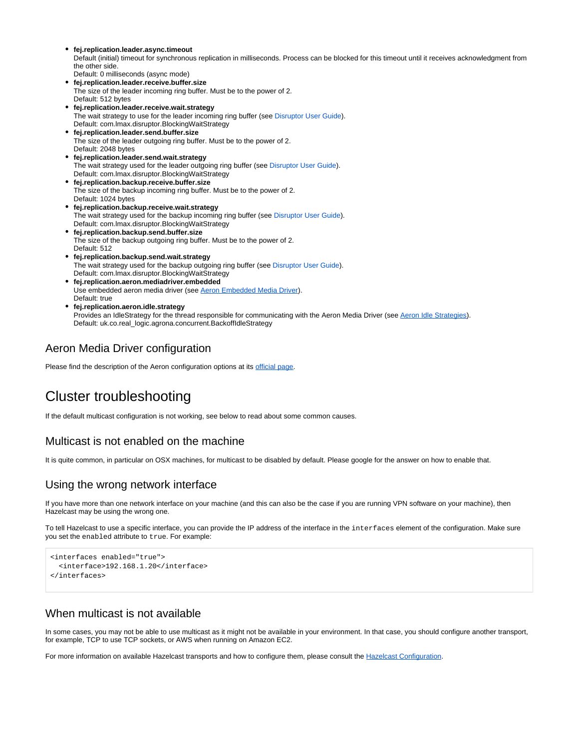- **fej.replication.leader.async.timeout**
  Default (initial) timeout for synchronous replication in milliseconds. Process can be blocked for this timeout until it receives acknowledgment from the other side.
  Default: 0 milliseconds (async mode)
- **fej.replication.leader.receive.buffer.size**
  The size of the leader incoming ring buffer. Must be to the power of 2.
  Default: 512 bytes
- **fej.replication.leader.receive.wait.strategy**
  The wait strategy to use for the leader incoming ring buffer (see Disruptor User Guide).
  Default: com.lmax.disruptor.BlockingWaitStrategy
- **fej.replication.leader.send.buffer.size**
  The size of the leader outgoing ring buffer. Must be to the power of 2.
  Default: 2048 bytes
- **fej.replication.leader.send.wait.strategy**
  The wait strategy used for the leader outgoing ring buffer (see Disruptor User Guide).
  Default: com.lmax.disruptor.BlockingWaitStrategy
- **fej.replication.backup.receive.buffer.size**
  The size of the backup incoming ring buffer. Must be to the power of 2.
  Default: 1024 bytes
- **fej.replication.backup.receive.wait.strategy**
  The wait strategy used for the backup incoming ring buffer (see Disruptor User Guide).
  Default: com.lmax.disruptor.BlockingWaitStrategy
- **fej.replication.backup.send.buffer.size**
  The size of the backup outgoing ring buffer. Must be to the power of 2.
  Default: 512
- **fej.replication.backup.send.wait.strategy**
  The wait strategy used for the backup outgoing ring buffer (see Disruptor User Guide).
  Default: com.lmax.disruptor.BlockingWaitStrategy
- **fej.replication.aeron.mediadriver.embedded**
  Use embedded aeron media driver (see Aeron Embedded Media Driver).
  Default: true
- **fej.replication.aeron.idle.strategy**
  Provides an IdleStrategy for the thread responsible for communicating with the Aeron Media Driver (see Aeron Idle Strategies).
  Default: uk.co.real_logic.agrona.concurrent.BackoffIdleStrategy

## Aeron Media Driver configuration

Please find the description of the Aeron configuration options at its official page.

# Cluster troubleshooting

If the default multicast configuration is not working, see below to read about some common causes.

## Multicast is not enabled on the machine

It is quite common, in particular on OSX machines, for multicast to be disabled by default. Please google for the answer on how to enable that.

## Using the wrong network interface

If you have more than one network interface on your machine (and this can also be the case if you are running VPN software on your machine), then Hazelcast may be using the wrong one.

To tell Hazelcast to use a specific interface, you can provide the IP address of the interface in the `interfaces` element of the configuration. Make sure you set the `enabled` attribute to `true`. For example:

```
<interfaces enabled="true">
  <interface>192.168.1.20</interface>
</interfaces>
```

## When multicast is not available

In some cases, you may not be able to use multicast as it might not be available in your environment. In that case, you should configure another transport, for example, TCP to use TCP sockets, or AWS when running on Amazon EC2.

For more information on available Hazelcast transports and how to configure them, please consult the Hazelcast Configuration.